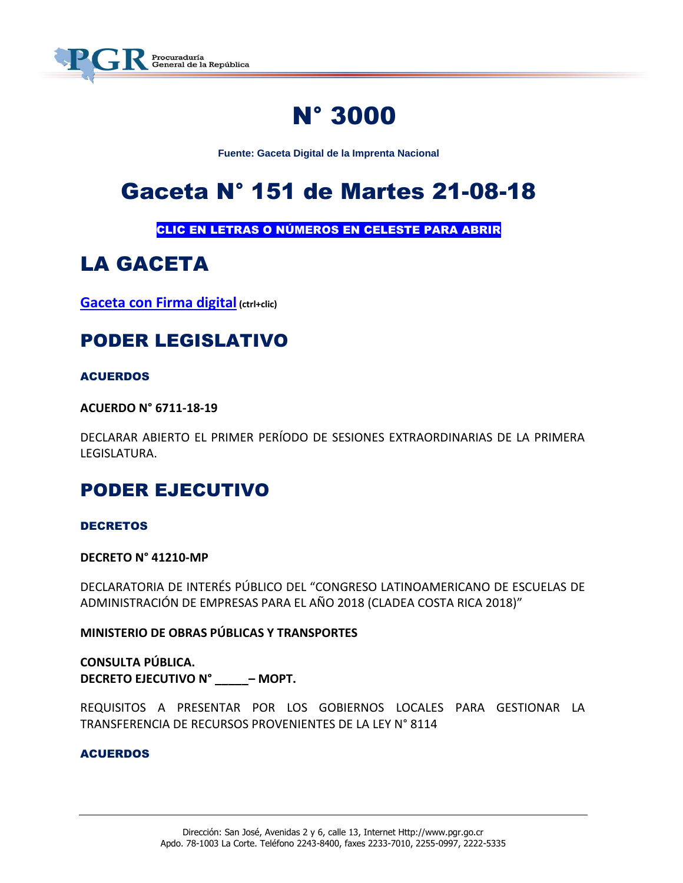# N° 3000

**Fuente: Gaceta Digital de la Imprenta Nacional**

# Gaceta N° 151 de Martes 21-08-18

**CLIC EN LETRAS O NÚMEROS EN CELESTE PARA ABRIR**

## LA GACETA

**Gaceta con Firma digital** **(ctrl+clic)**

## PODER LEGISLATIVO

### ACUERDOS

**ACUERDO N° 6711-18-19**

DECLARAR ABIERTO EL PRIMER PERÍODO DE SESIONES EXTRAORDINARIAS DE LA PRIMERA LEGISLATURA.

## PODER EJECUTIVO

### DECRETOS

**DECRETO N° 41210-MP**

DECLARATORIA DE INTERÉS PÚBLICO DEL "CONGRESO LATINOAMERICANO DE ESCUELAS DE ADMINISTRACIÓN DE EMPRESAS PARA EL AÑO 2018 (CLADEA COSTA RICA 2018)"

**MINISTERIO DE OBRAS PÚBLICAS Y TRANSPORTES**

**CONSULTA PÚBLICA.**
**DECRETO EJECUTIVO N° _____– MOPT.**

REQUISITOS A PRESENTAR POR LOS GOBIERNOS LOCALES PARA GESTIONAR LA TRANSFERENCIA DE RECURSOS PROVENIENTES DE LA LEY N° 8114

### ACUERDOS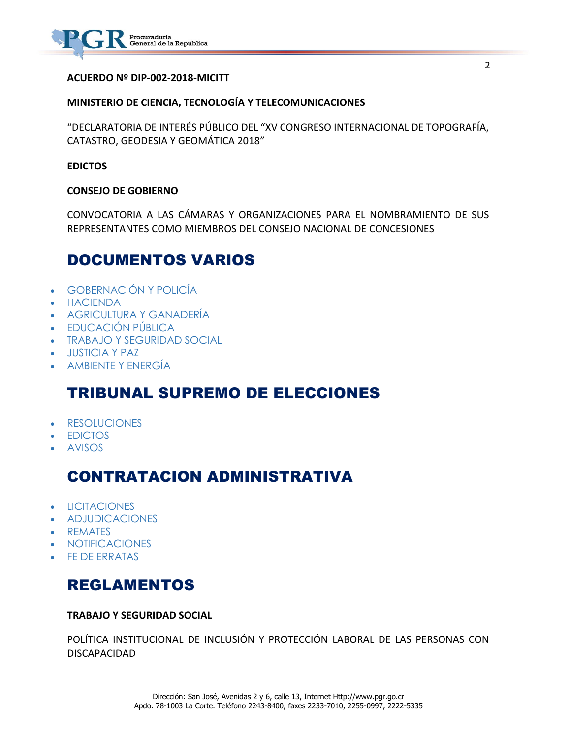**ACUERDO Nº DIP-002-2018-MICITT**

**MINISTERIO DE CIENCIA, TECNOLOGÍA Y TELECOMUNICACIONES**

"DECLARATORIA DE INTERÉS PÚBLICO DEL "XV CONGRESO INTERNACIONAL DE TOPOGRAFÍA, CATASTRO, GEODESIA Y GEOMÁTICA 2018"

**EDICTOS**

**CONSEJO DE GOBIERNO**

CONVOCATORIA A LAS CÁMARAS Y ORGANIZACIONES PARA EL NOMBRAMIENTO DE SUS REPRESENTANTES COMO MIEMBROS DEL CONSEJO NACIONAL DE CONCESIONES

## DOCUMENTOS VARIOS

- GOBERNACIÓN Y POLICÍA
- HACIENDA
- AGRICULTURA Y GANADERÍA
- EDUCACIÓN PÚBLICA
- TRABAJO Y SEGURIDAD SOCIAL
- JUSTICIA Y PAZ
- AMBIENTE Y ENERGÍA

## TRIBUNAL SUPREMO DE ELECCIONES

- RESOLUCIONES
- EDICTOS
- AVISOS

## CONTRATACION ADMINISTRATIVA

- LICITACIONES
- ADJUDICACIONES
- REMATES
- NOTIFICACIONES
- FE DE ERRATAS

## REGLAMENTOS

**TRABAJO Y SEGURIDAD SOCIAL**

POLÍTICA INSTITUCIONAL DE INCLUSIÓN Y PROTECCIÓN LABORAL DE LAS PERSONAS CON DISCAPACIDAD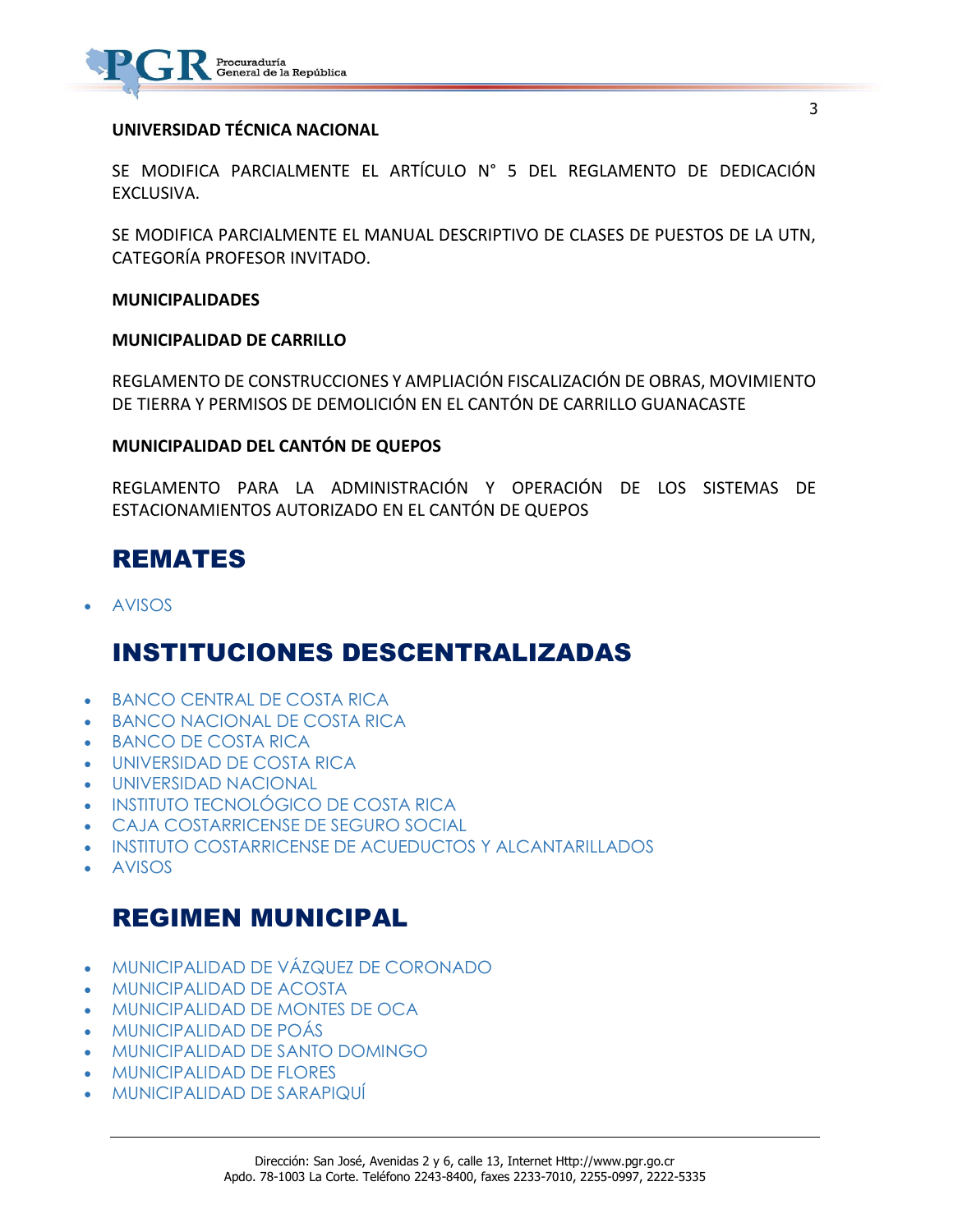**UNIVERSIDAD TÉCNICA NACIONAL**

SE MODIFICA PARCIALMENTE EL ARTÍCULO N° 5 DEL REGLAMENTO DE DEDICACIÓN EXCLUSIVA.

SE MODIFICA PARCIALMENTE EL MANUAL DESCRIPTIVO DE CLASES DE PUESTOS DE LA UTN, CATEGORÍA PROFESOR INVITADO.

**MUNICIPALIDADES**

**MUNICIPALIDAD DE CARRILLO**

REGLAMENTO DE CONSTRUCCIONES Y AMPLIACIÓN FISCALIZACIÓN DE OBRAS, MOVIMIENTO DE TIERRA Y PERMISOS DE DEMOLICIÓN EN EL CANTÓN DE CARRILLO GUANACASTE

**MUNICIPALIDAD DEL CANTÓN DE QUEPOS**

REGLAMENTO PARA LA ADMINISTRACIÓN Y OPERACIÓN DE LOS SISTEMAS DE ESTACIONAMIENTOS AUTORIZADO EN EL CANTÓN DE QUEPOS

## REMATES

- AVISOS

## INSTITUCIONES DESCENTRALIZADAS

- BANCO CENTRAL DE COSTA RICA
- BANCO NACIONAL DE COSTA RICA
- BANCO DE COSTA RICA
- UNIVERSIDAD DE COSTA RICA
- UNIVERSIDAD NACIONAL
- INSTITUTO TECNOLÓGICO DE COSTA RICA
- CAJA COSTARRICENSE DE SEGURO SOCIAL
- INSTITUTO COSTARRICENSE DE ACUEDUCTOS Y ALCANTARILLADOS
- AVISOS

## REGIMEN MUNICIPAL

- MUNICIPALIDAD DE VÁZQUEZ DE CORONADO
- MUNICIPALIDAD DE ACOSTA
- MUNICIPALIDAD DE MONTES DE OCA
- MUNICIPALIDAD DE POÁS
- MUNICIPALIDAD DE SANTO DOMINGO
- MUNICIPALIDAD DE FLORES
- MUNICIPALIDAD DE SARAPIQUÍ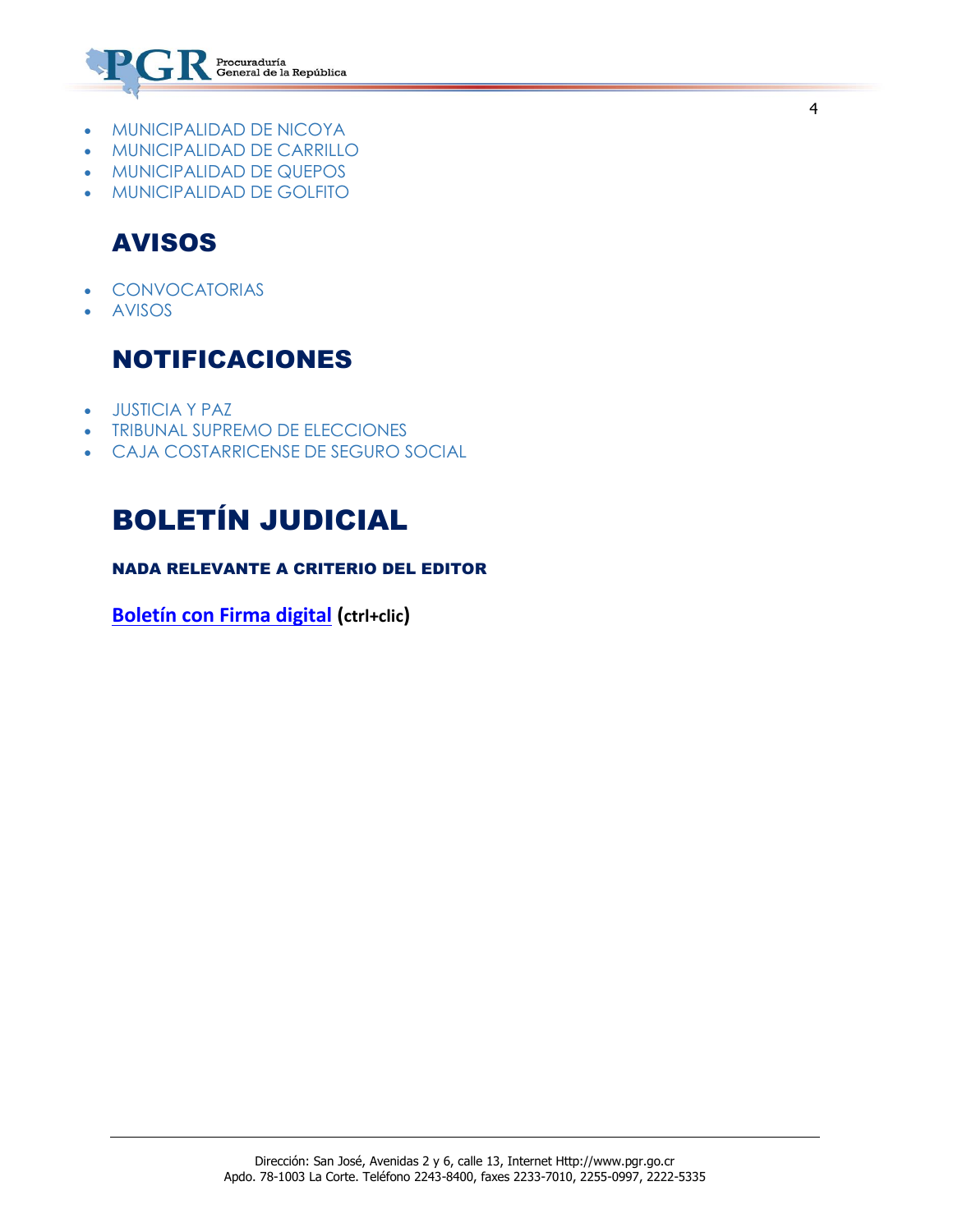- MUNICIPALIDAD DE NICOYA
- MUNICIPALIDAD DE CARRILLO
- MUNICIPALIDAD DE QUEPOS
- MUNICIPALIDAD DE GOLFITO

## AVISOS

- CONVOCATORIAS
- AVISOS

## NOTIFICACIONES

- JUSTICIA Y PAZ
- TRIBUNAL SUPREMO DE ELECCIONES
- CAJA COSTARRICENSE DE SEGURO SOCIAL

# BOLETÍN JUDICIAL

**NADA RELEVANTE A CRITERIO DEL EDITOR**

**Boletín con Firma digital (ctrl+clic)**